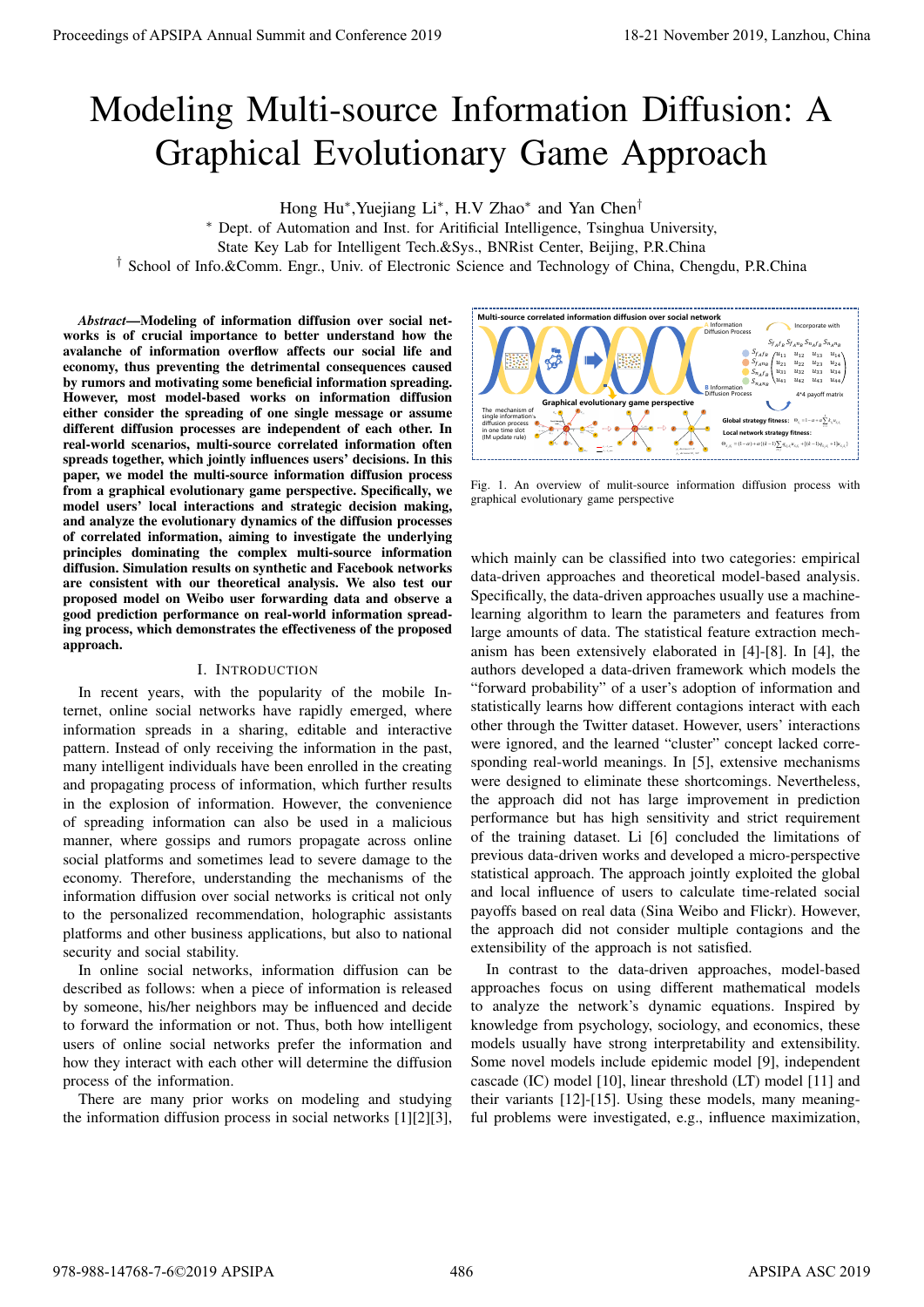# Modeling Multi-source Information Diffusion: A Graphical Evolutionary Game Approach

Hong Hu*, Yuejiang Li*, H.V Zhao* and Yan Chen†

* Dept. of Automation and Inst. for Aritificial Intelligence, Tsinghua University, State Key Lab for Intelligent Tech.&Sys., BNRist Center, Beijing, P.R.China

† School of Info.&Comm. Engr., Univ. of Electronic Science and Technology of China, Chengdu, P.R.China

***Abstract*—Modeling of information diffusion over social networks is of crucial importance to better understand how the avalanche of information overflow affects our social life and economy, thus preventing the detrimental consequences caused by rumors and motivating some beneficial information spreading. However, most model-based works on information diffusion either consider the spreading of one single message or assume different diffusion processes are independent of each other. In real-world scenarios, multi-source correlated information often spreads together, which jointly influences users' decisions. In this paper, we model the multi-source information diffusion process from a graphical evolutionary game perspective. Specifically, we model users' local interactions and strategic decision making, and analyze the evolutionary dynamics of the diffusion processes of correlated information, aiming to investigate the underlying principles dominating the complex multi-source information diffusion. Simulation results on synthetic and real-world networks are consistent with our theoretical analysis. We also test our proposed model on Weibo user forwarding data and observe a good prediction performance on real-world information spreading process, which demonstrates the effectiveness of the proposed approach.**

## I. Introduction

In recent years, with the popularity of the mobile Internet, online social networks have rapidly emerged, where information spreads in a sharing, editable and interactive pattern. Instead of only receiving the information in the past, many intelligent individuals have been enrolled in the creating and propagating process of information, which further results in the explosion of information. However, the convenience of spreading information can also be used in a malicious manner, where gossips and rumors propagate across online social platforms and sometimes lead to severe damage to the economy. Therefore, understanding the mechanisms of the information diffusion over social networks is critical not only to the personalized recommendation, holographic assistants platforms and other business applications, but also to national security and social stability.

In online social networks, information diffusion can be described as follows: when a piece of information is released by someone, his/her neighbors may be influenced and decide to forward the information or not. Thus, both how different users of online social networks prefer the information and how they interact with each other will determine the diffusion process of the information.

There are many prior works on modeling and studying the information diffusion process in social networks [1][2][3], which mainly can be classified into two categories: empirical data-driven approaches and theoretical model-based analysis. Specifically, the data-driven approaches usually use a machine-learning algorithm to learn the parameters and features from large amounts of data. The statistical feature extraction mechanism has been extensively elaborated in [4]-[8]. In [4], the authors developed a data-driven framework which models the "forward probability" of a user's adoption of information and statistically learns how different contagions interact with each other through the Twitter dataset. However, users' interactions were ignored, and the learned "cluster" concept lacked corresponding real-world meanings. In [5], extensive mechanisms were designed to eliminate these shortcomings. Nevertheless, the approach did not has large improvement in prediction performance but has high sensitivity and strict requirement of the training dataset. Li [6] concluded the limitations of previous data-driven works and developed a micro-perspective statistical approach. The approach jointly exploited the global and local influence of users to calculate time-related social payoffs based on real data (Sina Weibo and Flickr). However, the approach did not consider multiple contagions and the extensibility of the approach is not satisfied.

Fig. 1. An overview of mulit-source information diffusion process with graphical evolutionary game perspective

In contrast to the data-driven approaches, model-based approaches focus on using different mathematical models to analyze the network's dynamic equations. Inspired by knowledge from psychology, sociology, and economics, these models usually have strong interpretability and extensibility. Some novel models include epidemic model [9], independent cascade (IC) model [10], linear threshold (LT) model [11] and their variants [12]-[15]. Using these models, many meaningful problems were investigated, e.g., influence maximization,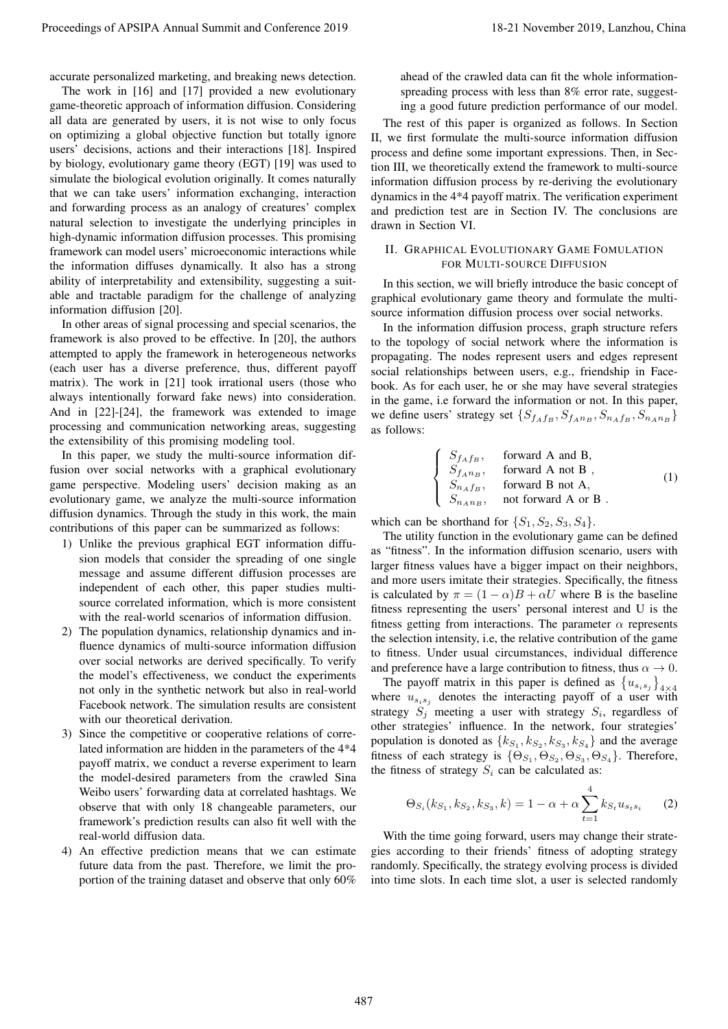accurate personalized marketing, and breaking news detection.

The work in [16] and [17] provided a new evolutionary game-theoretic approach of information diffusion. Considering all data are generated by users, it is not wise to only focus on optimizing a global objective function but totally ignore users' decisions, actions and their interactions [18]. Inspired by biology, evolutionary game theory (EGT) [19] was used to simulate the biological evolution originally. It comes naturally that we can take users' information exchanging, interaction and forwarding process as an analogy of creatures' complex natural selection to investigate the underlying principles in high-dynamic information diffusion processes. This promising framework can model users' microeconomic interactions while the information diffuses dynamically. It also has a strong ability of interpretability and extensibility, suggesting a suitable and tractable paradigm for the challenge of analyzing information diffusion [20].

In other areas of signal processing and special scenarios, the framework is also proved to be effective. In [20], the authors attempted to apply the framework in heterogeneous networks (each user has a diverse preference, thus, different payoff matrix). The work in [21] took irrational users (those who always intentionally forward fake news) into consideration. And in [22]-[24], the framework was extended to image processing and communication networking areas, suggesting the extensibility of this promising modeling tool.

In this paper, we study the multi-source information diffusion over social networks with a graphical evolutionary game perspective. Modeling users' decision making as an evolutionary game, we analyze the multi-source information diffusion dynamics. Through the study in this work, the main contributions of this paper can be summarized as follows:

1) Unlike the previous graphical EGT information diffusion models that consider the spreading of one single message and assume different diffusion processes are independent of each other, this paper studies multi-source correlated information, which is more consistent with the real-world scenarios of information diffusion.
2) The population dynamics, relationship dynamics and influence dynamics of multi-source information diffusion over social networks are derived specifically. To verify the model's effectiveness, we conduct the experiments not only in the synthetic network but also in real-world Facebook network. The simulation results are consistent with our theoretical derivation.
3) Since the competitive or cooperative relations of correlated information are hidden in the parameters of the 4*4 payoff matrix, we conduct a reverse experiment to learn the model-desired parameters from the crawled Sina Weibo users' forwarding data at correlated hashtags. We observe that with only 18 changeable parameters, our framework's prediction results can also fit well with the real-world diffusion data.
4) An effective prediction means that we can estimate future data from the past. Therefore, we limit the proportion of the training dataset and observe that only 60% ahead of the crawled data can fit the whole information-spreading process with less than 8% error rate, suggesting a good future prediction performance of our model.

The rest of this paper is organized as follows. In Section II, we first formulate the multi-source information diffusion process and define some important expressions. Then, in Section III, we theoretically extend the framework to multi-source information diffusion process by re-deriving the evolutionary dynamics in the 4*4 payoff matrix. The verification experiment and prediction test are in Section IV. The conclusions are drawn in Section VI.

## II. Graphical Evolutionary Game Fomulation for Multi-source Diffusion

In this section, we will briefly introduce the basic concept of graphical evolutionary game theory and formulate the multi-source information diffusion process over social networks.

In the information diffusion process, graph structure refers to the topology of social network where the information is propagating. The nodes represent users and edges represent social relationships between users, e.g., friendship in Facebook. As for each user, he or she may have several strategies in the game, i.e forward the information or not. In this paper, we define users' strategy set $\{S_{f_Af_B}, S_{f_An_B}, S_{n_Af_B}, S_{n_An_B}\}$ as follows:

$$
\begin{cases}
S_{f_Af_B}, & \text{forward A and B,} \\
S_{f_An_B}, & \text{forward A not B ,} \\
S_{n_Af_B}, & \text{forward B not A,} \\
S_{n_An_B}, & \text{not forward A or B .}
\end{cases}
\tag{1}
$$

which can be shorthand for $\{S_1, S_2, S_3, S_4\}$.

The utility function in the evolutionary game can be defined as "fitness". In the information diffusion scenario, users with larger fitness values have a bigger impact on their neighbors, and more users imitate their strategies. Specifically, the fitness is calculated by $\pi = (1-\alpha)B + \alpha U$ where B is the baseline fitness representing the users' personal interest and U is the fitness getting from interactions. The parameter $\alpha$ represents the selection intensity, i.e, the relative contribution of the game to fitness. Under usual circumstances, individual difference and preference have a large contribution to fitness, thus $\alpha \to 0$.

The payoff matrix in this paper is defined as $\{u_{s_is_j}\}_{4\times4}$ where $u_{s_is_j}$ denotes the interacting payoff of a user with strategy $S_j$ meeting a user with strategy $S_i$, regardless of other strategies' influence. In the network, four strategies' population is donoted as $\{k_{S_1}, k_{S_2}, k_{S_3}, k_{S_4}\}$ and the average fitness of each strategy is $\{\Theta_{S_1}, \Theta_{S_2}, \Theta_{S_3}, \Theta_{S_4}\}$. Therefore, the fitness of strategy $S_i$ can be calculated as:

$$
\Theta_{S_i}(k_{S_1}, k_{S_2}, k_{S_3}, k) = 1 - \alpha + \alpha \sum_{t=1}^{4} k_{S_t} u_{s_t s_i}
\tag{2}
$$

With the time going forward, users may change their strategies according to their friends' fitness of adopting strategy randomly. Specifically, the strategy evolving process is divided into time slots. In each time slot, a user is selected randomly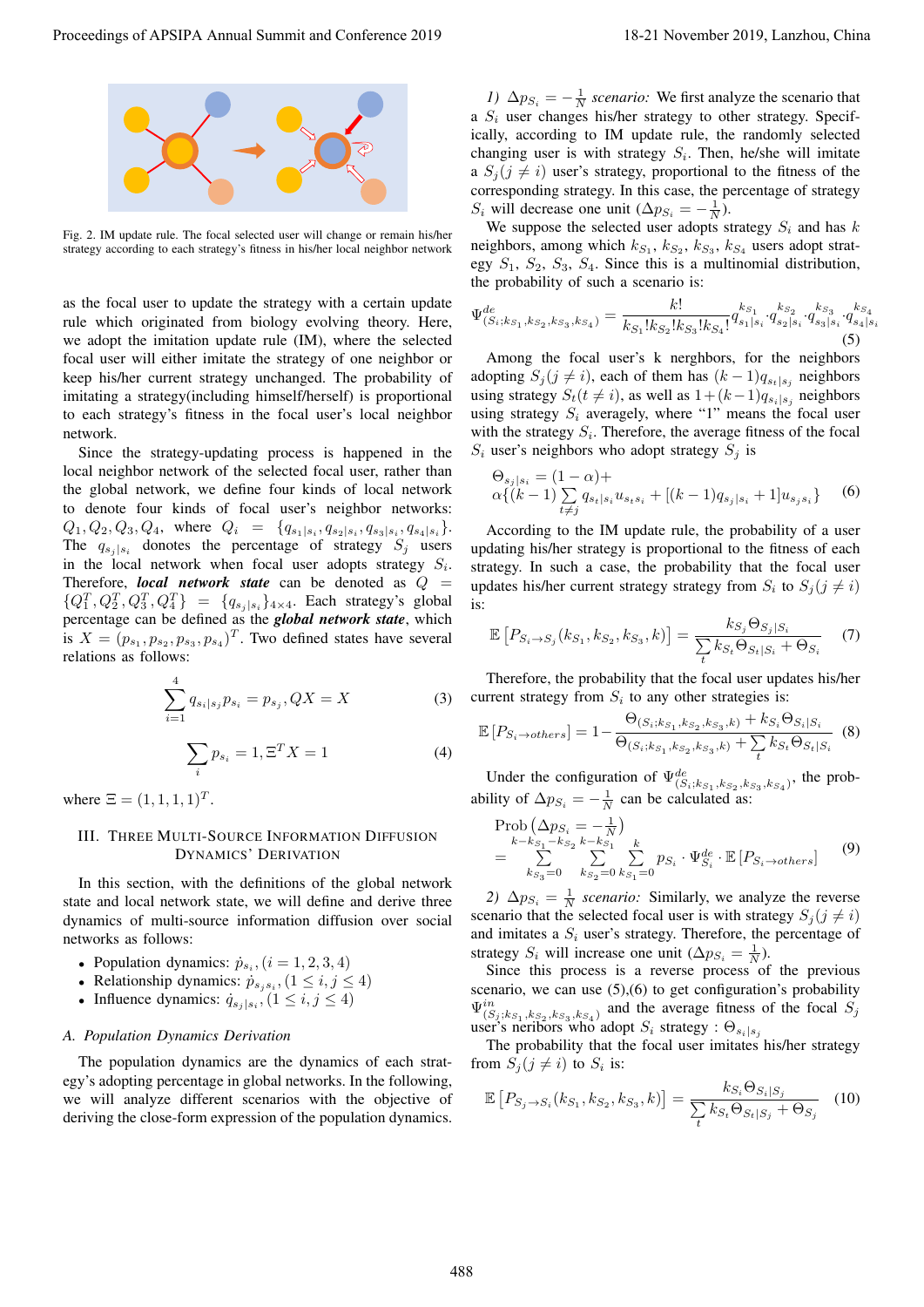Fig. 2. IM update rule. The focal selected user will change or remain his/her strategy according to each strategy's fitness in his/her local neighbor network

as the focal user to update the strategy with a certain update rule which originated from biology evolving theory. Here, we adopt the imitation update rule (IM), where the selected focal user will either imitate the strategy of one neighbor or keep his/her current strategy unchanged. The probability of imitating a strategy(including himself/herself) is proportional to each strategy's fitness in the focal user's local neighbor network.

Since the strategy-updating process is happened in the local neighbor network of the selected focal user, rather than the global network, we define four kinds of local network to denote four kinds of focal user's neighbor networks: $Q_1, Q_2, Q_3, Q_4$, where $Q_i = \{q_{s_1|s_i}, q_{s_2|s_i}, q_{s_3|s_i}, q_{s_4|s_i}\}$. The $q_{s_j|s_i}$ donotes the percentage of strategy $S_j$ users in the local network when focal user adopts strategy $S_i$. Therefore, ***local network state*** can be denoted as $Q = \{Q_1^T, Q_2^T, Q_3^T, Q_4^T\} = \{q_{s_j|s_i}\}_{4\times 4}$. Each strategy's global percentage can be defined as the ***global network state***, which is $X = (p_{s_1}, p_{s_2}, p_{s_3}, p_{s_4})^T$. Two defined states have several relations as follows:

$$\sum_{i=1}^{4} q_{s_i|s_j} p_{s_i} = p_{s_j}, QX = X \tag{3}$$

$$\sum_{i} p_{s_i} = 1, \Xi^T X = 1 \tag{4}$$

where $\Xi = (1, 1, 1, 1)^T$.

## III. Three Multi-Source Information Diffusion Dynamics' Derivation

In this section, with the definitions of the global network state and local network state, we will define and derive three dynamics of multi-source information diffusion over social networks as follows:

- Population dynamics: $\dot{p}_{s_i}, (i = 1, 2, 3, 4)$
- Relationship dynamics: $\dot{p}_{s_j s_i}, (1 \le i, j \le 4)$
- Influence dynamics: $\dot{q}_{s_j|s_i}, (1 \le i, j \le 4)$

### A. Population Dynamics Derivation

The population dynamics are the dynamics of each strategy's adopting percentage in global networks. In the following, we will analyze different scenarios with the objective of deriving the close-form expression of the population dynamics.

*1) $\Delta p_{S_i} = -\frac{1}{N}$ scenario:* We first analyze the scenario that a $S_i$ user changes his/her strategy to other strategy. Specifically, according to IM update rule, the randomly selected changing user is with strategy $S_i$. Then, he/she will imitate a $S_j (j \neq i)$ user's strategy, proportional to the fitness of the corresponding strategy. In this case, the percentage of strategy $S_i$ will decrease one unit ($\Delta p_{S_i} = -\frac{1}{N}$).

We suppose the selected user adopts strategy $S_i$ and has $k$ neighbors, among which $k_{S_1}$, $k_{S_2}$, $k_{S_3}$, $k_{S_4}$ users adopt strategy $S_1$, $S_2$, $S_3$, $S_4$. Since this is a multinomial distribution, the probability of such a scenario is:

$$\Psi^{de}_{(S_i; k_{S_1}, k_{S_2}, k_{S_3}, k_{S_4})} = \frac{k!}{k_{S_1}! k_{S_2}! k_{S_3}! k_{S_4}!} q_{s_1|s_i}^{k_{S_1}} \cdot q_{s_2|s_i}^{k_{S_2}} \cdot q_{s_3|s_i}^{k_{S_3}} \cdot q_{s_4|s_i}^{k_{S_4}} \tag{5}$$

Among the focal user's k nerghbors, for the neighbors adopting $S_j (j \neq i)$, each of them has $(k-1) q_{s_t|s_j}$ neighbors using strategy $S_t (t \neq i)$, as well as $1 + (k-1) q_{s_i|s_j}$ neighbors using strategy $S_i$ averagely, where "1" means the focal user with the strategy $S_i$. Therefore, the average fitness of the focal $S_i$ user's neighbors who adopt strategy $S_j$ is

$$\Theta_{s_j|s_i} = (1-\alpha) + \alpha\{(k-1) \sum_{t \neq j} q_{s_t|s_i} u_{s_t s_i} + [(k-1) q_{s_j|s_i} + 1] u_{s_j s_i}\} \tag{6}$$

According to the IM update rule, the probability of a user updating his/her strategy is proportional to the fitness of each strategy. In such a case, the probability that the focal user updates his/her current strategy strategy from $S_i$ to $S_j (j \neq i)$ is:

$$\mathbb{E}\left[P_{S_i \to S_j}(k_{S_1}, k_{S_2}, k_{S_3}, k)\right] = \frac{k_{S_j} \Theta_{S_j|S_i}}{\sum_t k_{S_t} \Theta_{S_t|S_i} + \Theta_{S_i}} \tag{7}$$

Therefore, the probability that the focal user updates his/her current strategy from $S_i$ to any other strategies is:

$$\mathbb{E}\left[P_{S_i \to others}\right] = 1 - \frac{\Theta_{(S_i; k_{S_1}, k_{S_2}, k_{S_3}, k)} + k_{S_i} \Theta_{S_i|S_i}}{\Theta_{(S_i; k_{S_1}, k_{S_2}, k_{S_3}, k)} + \sum_t k_{S_t} \Theta_{S_t|S_i}} \tag{8}$$

Under the configuration of $\Psi^{de}_{(S_i; k_{S_1}, k_{S_2}, k_{S_3}, k_{S_4})}$, the probability of $\Delta p_{S_i} = -\frac{1}{N}$ can be calculated as:

$$\text{Prob}\left(\Delta p_{S_i} = -\frac{1}{N}\right) = \sum_{k_{S_3}=0}^{k-k_{S_1}-k_{S_2}} \sum_{k_{S_2}=0}^{k-k_{S_1}} \sum_{k_{S_1}=0}^{k} p_{S_i} \cdot \Psi^{de}_{S_i} \cdot \mathbb{E}\left[P_{S_i \to others}\right] \tag{9}$$

*2) $\Delta p_{S_i} = \frac{1}{N}$ scenario:* Similarly, we analyze the reverse scenario that the selected focal user is with strategy $S_j (j \neq i)$ and imitates a $S_i$ user's strategy. Therefore, the percentage of strategy $S_i$ will increase one unit ($\Delta p_{S_i} = \frac{1}{N}$).

Since this process is a reverse process of the previous scenario, we can use (5),(6) to get configuration's probability $\Psi^{in}_{(S_j; k_{S_1}, k_{S_2}, k_{S_3}, k_{S_4})}$ and the average fitness of the focal $S_j$ user's neribors who adopt $S_i$ strategy : $\Theta_{s_i|s_j}$

The probability that the focal user imitates his/her strategy from $S_j (j \neq i)$ to $S_i$ is:

$$\mathbb{E}\left[P_{S_j \to S_i}(k_{S_1}, k_{S_2}, k_{S_3}, k)\right] = \frac{k_{S_i} \Theta_{S_i|S_j}}{\sum_t k_{S_t} \Theta_{S_t|S_j} + \Theta_{S_j}} \tag{10}$$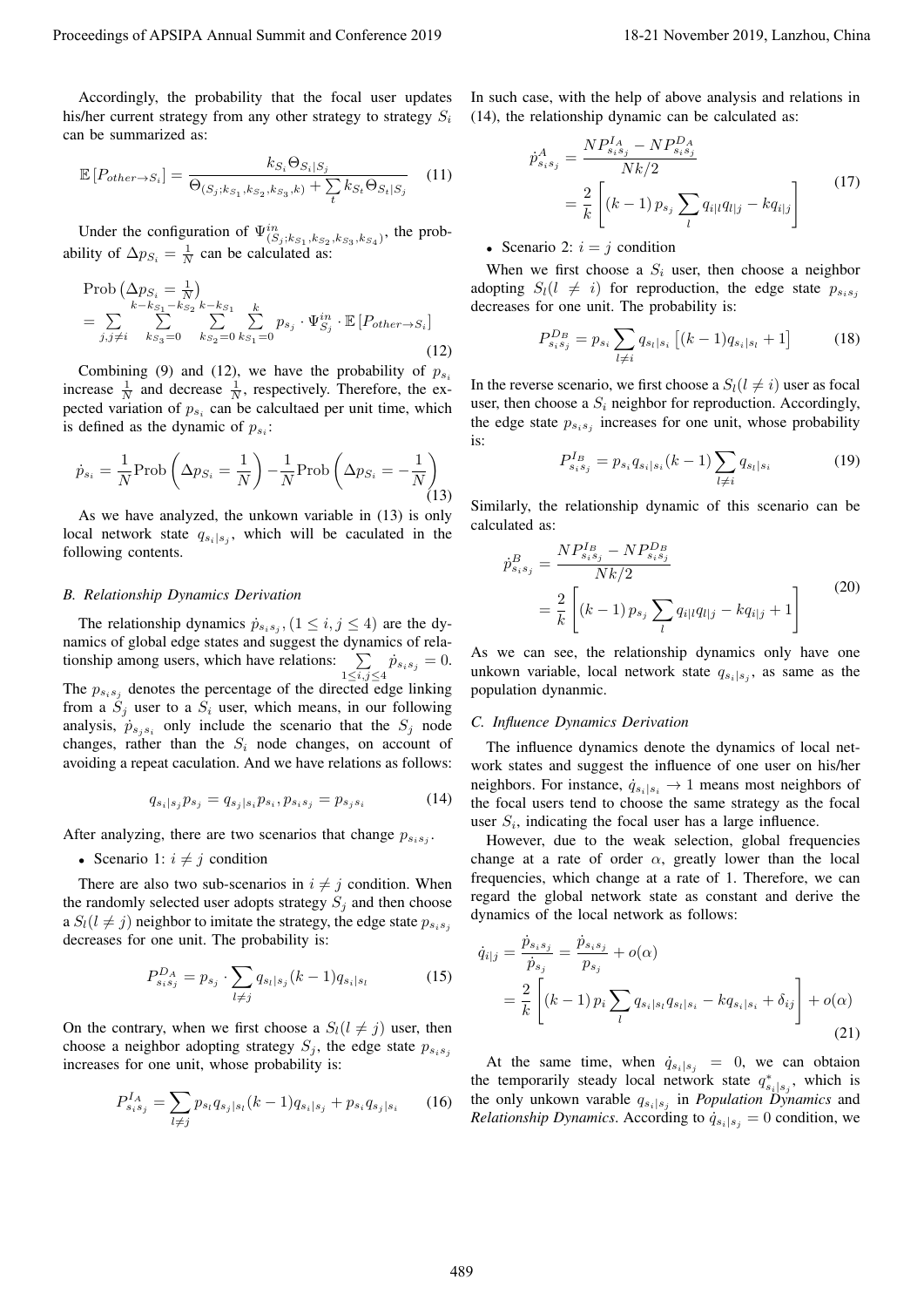Accordingly, the probability that the focal user updates his/her current strategy from any other strategy to strategy $S_i$ can be summarized as:

$$\mathbb{E}\left[P_{other\to S_i}\right] = \frac{k_{S_i}\Theta_{S_i|S_j}}{\Theta_{(S_j;k_{S_1},k_{S_2},k_{S_3},k)} + \sum_t k_{S_t}\Theta_{S_t|S_j}} \tag{11}$$

Under the configuration of $\Psi^{in}_{(S_j;k_{S_1},k_{S_2},k_{S_3},k_{S_4})}$, the probability of $\Delta p_{S_i} = \frac{1}{N}$ can be calculated as:

$$\begin{aligned}&\text{Prob}\left(\Delta p_{S_i} = \tfrac{1}{N}\right)\\ &= \sum_{j,j\neq i}\sum_{k_{S_3}=0}^{k-k_{S_1}-k_{S_2}}\sum_{k_{S_2}=0}^{k-k_{S_1}}\sum_{k_{S_1}=0}^{k} p_{s_j}\cdot\Psi^{in}_{S_j}\cdot\mathbb{E}\left[P_{other\to S_i}\right]\end{aligned} \tag{12}$$

Combining (9) and (12), we have the probability of $p_{s_i}$ increase $\frac{1}{N}$ and decrease $\frac{1}{N}$, respectively. Therefore, the expected variation of $p_{s_i}$ can be calcultaed per unit time, which is defined as the dynamic of $p_{s_i}$:

$$\dot{p}_{s_i} = \frac{1}{N}\text{Prob}\left(\Delta p_{S_i} = \frac{1}{N}\right) - \frac{1}{N}\text{Prob}\left(\Delta p_{S_i} = -\frac{1}{N}\right) \tag{13}$$

As we have analyzed, the unkown variable in (13) is only local network state $q_{s_i|s_j}$, which will be caculated in the following contents.

### B. Relationship Dynamics Derivation

The relationship dynamics $\dot{p}_{s_is_j}, (1 \leq i,j \leq 4)$ are the dynamics of global edge states and suggest the dynamics of relationship among users, which have relations: $\sum_{1\leq i,j\leq 4}\dot{p}_{s_is_j} = 0$. The $p_{s_is_j}$ denotes the percentage of the directed edge linking from a $S_j$ user to a $S_i$ user, which means, in our following analysis, $\dot{p}_{s_js_i}$ only include the scenario that the $S_j$ node changes, rather than the $S_i$ node changes, on account of avoiding a repeat caculation. And we have relations as follows:

$$q_{s_i|s_j}p_{s_j} = q_{s_j|s_i}p_{s_i}, p_{s_is_j} = p_{s_js_i} \tag{14}$$

After analyzing, there are two scenarios that change $p_{s_is_j}$.

- Scenario 1: $i \neq j$ condition

There are also two sub-scenarios in $i \neq j$ condition. When the randomly selected user adopts strategy $S_j$ and then choose a $S_l(l \neq j)$ neighbor to imitate the strategy, the edge state $p_{s_is_j}$ decreases for one unit. The probability is:

$$P^{D_A}_{s_is_j} = p_{s_j}\cdot\sum_{l\neq j}q_{s_l|s_j}(k-1)q_{s_i|s_l} \tag{15}$$

On the contrary, when we first choose a $S_l(l \neq j)$ user, then choose a neighbor adopting strategy $S_j$, the edge state $p_{s_is_j}$ increases for one unit, whose probability is:

$$P^{I_A}_{s_is_j} = \sum_{l\neq j}p_{s_l}q_{s_j|s_l}(k-1)q_{s_i|s_j} + p_{s_i}q_{s_j|s_i} \tag{16}$$

In such case, with the help of above analysis and relations in (14), the relationship dynamic can be calculated as:

$$\begin{aligned}\dot{p}^A_{s_is_j} &= \frac{NP^{I_A}_{s_is_j} - NP^{D_A}_{s_is_j}}{Nk/2}\\ &= \frac{2}{k}\left[\left(k-1\right)p_{s_j}\sum_l q_{i|l}q_{l|j} - kq_{i|j}\right]\end{aligned} \tag{17}$$

- Scenario 2: $i = j$ condition

When we first choose a $S_i$ user, then choose a neighbor adopting $S_l(l \neq i)$ for reproduction, the edge state $p_{s_is_j}$ decreases for one unit. The probability is:

$$P^{D_B}_{s_is_j} = p_{s_i}\sum_{l\neq i}q_{s_l|s_i}\left[(k-1)q_{s_i|s_l} + 1\right] \tag{18}$$

In the reverse scenario, we first choose a $S_l(l \neq i)$ user as focal user, then choose a $S_i$ neighbor for reproduction. Accordingly, the edge state $p_{s_is_j}$ increases for one unit, whose probability is:

$$P^{I_B}_{s_is_j} = p_{s_i}q_{s_i|s_i}(k-1)\sum_{l\neq i}q_{s_l|s_i} \tag{19}$$

Similarly, the relationship dynamic of this scenario can be calculated as:

$$\begin{aligned}\dot{p}^B_{s_is_j} &= \frac{NP^{I_B}_{s_is_j} - NP^{D_B}_{s_is_j}}{Nk/2}\\ &= \frac{2}{k}\left[\left(k-1\right)p_{s_j}\sum_l q_{i|l}q_{l|j} - kq_{i|j} + 1\right]\end{aligned} \tag{20}$$

As we can see, the relationship dynamics only have one unkown variable, local network state $q_{s_i|s_j}$, as same as the population dynanmic.

### C. Influence Dynamics Derivation

The influence dynamics denote the dynamics of local network states and suggest the influence of one user on his/her neighbors. For instance, $\dot{q}_{s_i|s_i} \to 1$ means most neighbors of the focal users tend to choose the same strategy as the focal user $S_i$, indicating the focal user has a large influence.

However, due to the weak selection, global frequencies change at a rate of order $\alpha$, greatly lower than the local frequencies, which change at a rate of 1. Therefore, we can regard the global network state as constant and derive the dynamics of the local network as follows:

$$\begin{aligned}\dot{q}_{i|j} &= \frac{\dot{p}_{s_is_j}}{\dot{p}_{s_j}} = \frac{\dot{p}_{s_is_j}}{p_{s_j}} + o(\alpha)\\ &= \frac{2}{k}\left[\left(k-1\right)p_i\sum_l q_{s_i|s_l}q_{s_l|s_i} - kq_{s_i|s_i} + \delta_{ij}\right] + o(\alpha)\end{aligned} \tag{21}$$

At the same time, when $\dot{q}_{s_i|s_j} = 0$, we can obtaion the temporarily steady local network state $q^*_{s_i|s_j}$, which is the only unkown variable $q_{s_i|s_j}$ in *Population Dynamics* and *Relationship Dynamics*. According to $\dot{q}_{s_i|s_j} = 0$ condition, we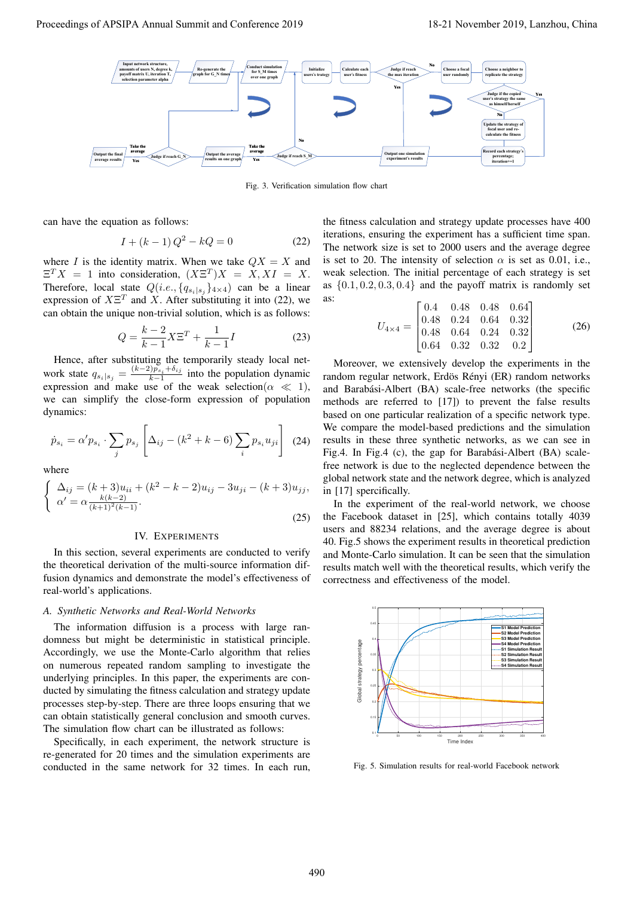Fig. 3. Verification simulation flow chart

can have the equation as follows:

$$I + (k-1)\,Q^2 - kQ = 0 \tag{22}$$

where $I$ is the identity matrix. When we take $QX = X$ and $\Xi^T X = 1$ into consideration, $(X\Xi^T)X = X, XI = X$. Therefore, local state $Q(i.e., \{q_{s_i|s_j}\}_{4\times 4})$ can be a linear expression of $X\Xi^T$ and $X$. After substituting it into (22), we can obtain the unique non-trivial solution, which is as follows:

$$Q = \frac{k-2}{k-1} X\Xi^T + \frac{1}{k-1} I \tag{23}$$

Hence, after substituting the temporarily steady local network state $q_{s_i|s_j} = \frac{(k-2)p_{s_i} + \delta_{ij}}{k-1}$ into the population dynamic expression and make use of the weak selection($\alpha \ll 1$), we can simplify the close-form expression of population dynamics:

$$\dot{p}_{s_i} = \alpha' p_{s_i} \cdot \sum_j p_{s_j} \left[ \Delta_{ij} - (k^2 + k - 6) \sum_i p_{s_i} u_{ji} \right] \tag{24}$$

where

$$\begin{cases} \Delta_{ij} = (k+3)u_{ii} + (k^2 - k - 2)u_{ij} - 3u_{ji} - (k+3)u_{jj}, \\ \alpha' = \alpha \frac{k(k-2)}{(k+1)^2(k-1)}. \end{cases} \tag{25}$$

## IV. Experiments

In this section, several experiments are conducted to verify the theoretical derivation of the multi-source information diffusion dynamics and demonstrate the model's effectiveness of real-world's applications.

### A. Synthetic Networks and Real-World Networks

The information diffusion is a process with large randomness but might be deterministic in statistical principle. Accordingly, we use the Monte-Carlo algorithm that relies on numerous repeated random sampling to investigate the underlying principles. In this paper, the experiments are conducted by simulating the fitness calculation and strategy update processes step-by-step. There are three loops ensuring that we can obtain statistically general conclusion and smooth curves. The simulation flow chart can be illustrated as follows:

Specifically, in each experiment, the network structure is re-generated for 20 times and the simulation experiments are conducted in the same network for 32 times. In each run, the fitness calculation and strategy update processes have 400 iterations, ensuring the experiment has a sufficient time span. The network size is set to 2000 users and the average degree is set to 20. The intensity of selection $\alpha$ is set as 0.01, i.e., weak selection. The initial percentage of each strategy is set as $\{0.1, 0.2, 0.3, 0.4\}$ and the payoff matrix is randomly set as:

$$U_{4\times 4} = \begin{bmatrix} 0.4 & 0.48 & 0.48 & 0.64 \\ 0.48 & 0.24 & 0.64 & 0.32 \\ 0.48 & 0.64 & 0.24 & 0.32 \\ 0.64 & 0.32 & 0.32 & 0.2 \end{bmatrix} \tag{26}$$

Moreover, we extensively develop the experiments in the random regular network, Erdös Rényi (ER) random networks and Barabási-Albert (BA) scale-free networks (the specific methods are referred to [17]) to prevent the false results based on one particular realization of a specific network type. We compare the model-based predictions and the simulation results in these three synthetic networks, as we can see in Fig.4. In Fig.4 (c), the gap for Barabási-Albert (BA) scale-free network is due to the neglected dependence between the global network state and the network degree, which is analyzed in [17] specifically.

In the experiment of the real-world network, we choose the Facebook dataset in [25], which contains totally 4039 users and 88234 relations, and the average degree is about 40. Fig.5 shows the experiment results in theoretical prediction and Monte-Carlo simulation. It can be seen that the simulation results match well with the theoretical results, which verify the correctness and effectiveness of the model.

Fig. 5. Simulation results for real-world Facebook network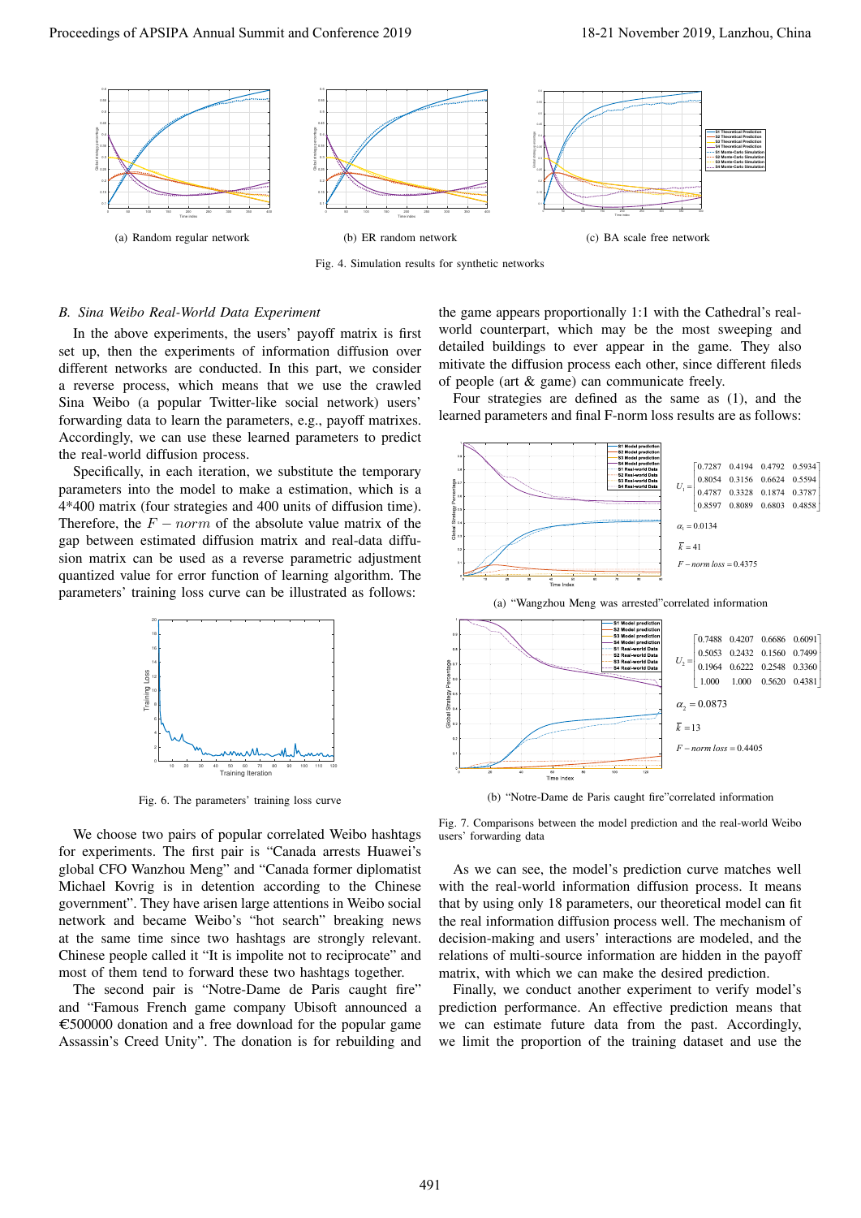(a) Random regular network

(b) ER random network

(c) BA scale free network

Fig. 4. Simulation results for synthetic networks

### B. Sina Weibo Real-World Data Experiment

In the above experiments, the users' payoff matrix is first set up, then the experiments of information diffusion over different networks are conducted. In this part, we consider a reverse process, which means that we use the crawled Sina Weibo (a popular Twitter-like social network) users' forwarding data to learn the parameters, e.g., payoff matrixes. Accordingly, we can use these learned parameters to predict the real-world diffusion process.

Specifically, in each iteration, we substitute the temporary parameters into the model to make a estimation, which is a 4*400 matrix (four strategies and 400 units of diffusion time). Therefore, the $F-norm$ of the absolute value matrix of the gap between estimated diffusion matrix and real-data diffusion matrix can be used as a reverse parametric adjustment quantized value for error function of learning algorithm. The parameters' training loss curve can be illustrated as follows:

Fig. 6. The parameters' training loss curve

We choose two pairs of popular correlated Weibo hashtags for experiments. The first pair is "Canada arrests Huawei's global CFO Wanzhou Meng" and "Canada former diplomatist Michael Kovrig is in detention according to the Chinese government". They have arisen large attentions in Weibo social network and became Weibo's "hot search" breaking news at the same time since two hashtags are strongly relevant. Chinese people called it "It is impolite not to reciprocate" and most of them tend to forward these two hashtags together.

The second pair is "Notre-Dame de Paris caught fire" and "Famous French game company Ubisoft announced a €500000 donation and a free download for the popular game Assassin's Creed Unity". The donation is for rebuilding and the game appears proportionally 1:1 with the Cathedral's real-world counterpart, which may be the most sweeping and detailed buildings to ever appear in the game. They also mitivate the diffusion process each other, since different fileds of people (art & game) can communicate freely.

Four strategies are defined as the same as (1), and the learned parameters and final F-norm loss results are as follows:

$$U_1 = \begin{bmatrix} 0.7287 & 0.4194 & 0.4792 & 0.5934 \\ 0.8054 & 0.3156 & 0.6624 & 0.5594 \\ 0.4787 & 0.3328 & 0.1874 & 0.3787 \\ 0.8597 & 0.8089 & 0.6803 & 0.4858 \end{bmatrix}$$

$\alpha_1 = 0.0134$

$\bar{k} = 41$

$F-norm\ loss = 0.4375$

(a) "Wangzhou Meng was arrested"correlated information

$$U_2 = \begin{bmatrix} 0.7488 & 0.4207 & 0.6686 & 0.6091 \\ 0.5053 & 0.2432 & 0.1560 & 0.7499 \\ 0.1964 & 0.6222 & 0.2548 & 0.3360 \\ 1.000 & 1.000 & 0.5620 & 0.4381 \end{bmatrix}$$

$\alpha_2 = 0.0873$

$\bar{k} = 13$

$F-norm\ loss = 0.4405$

(b) "Notre-Dame de Paris caught fire"correlated information

Fig. 7. Comparisons between the model prediction and the real-world Weibo users' forwarding data

As we can see, the model's prediction curve matches well with the real-world information diffusion process. It means that by using only 18 parameters, our theoretical model can fit the real information diffusion process well. The mechanism of decision-making and users' interactions are modeled, and the relations of multi-source information are hidden in the payoff matrix, with which we can make the desired prediction.

Finally, we conduct another experiment to verify model's prediction performance. An effective prediction means that we can estimate future data from the past. Accordingly, we limit the proportion of the training dataset and use the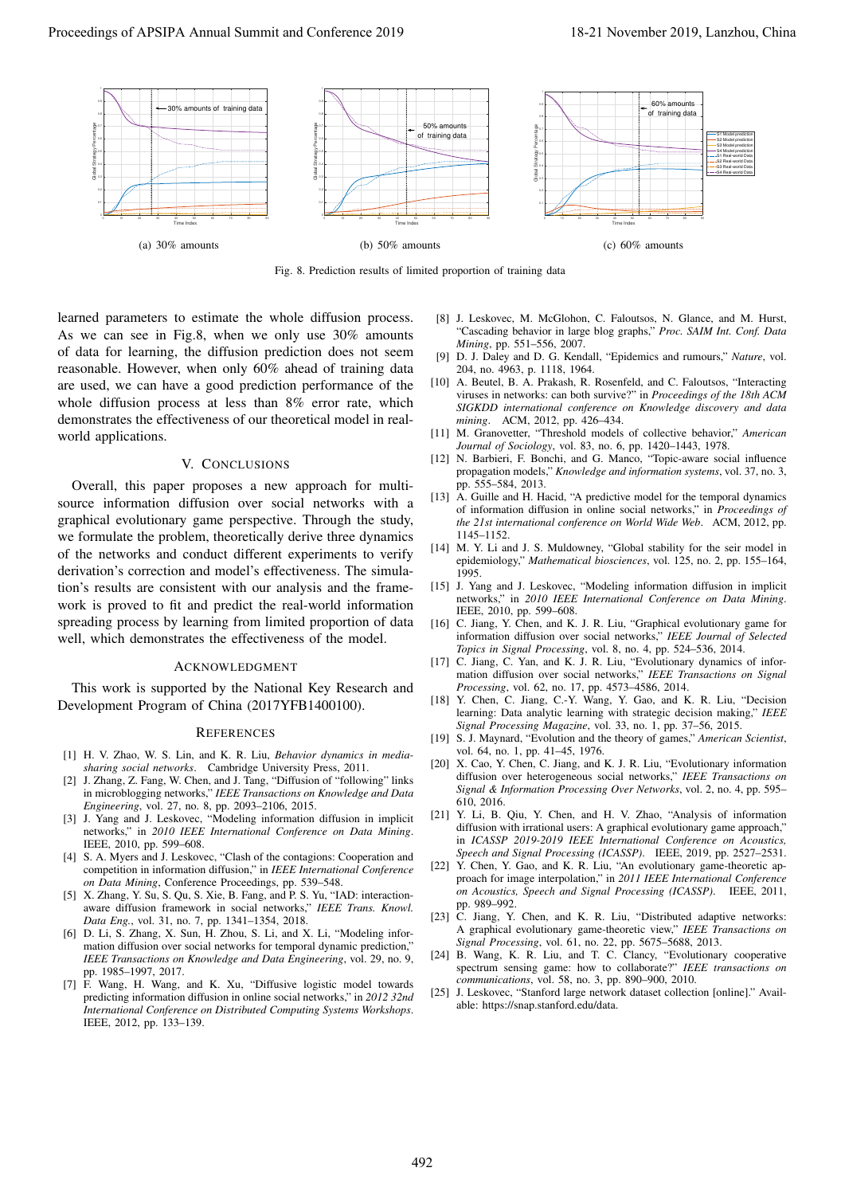30% amounts of training data

Global Strategy Percentage

Time Index

50% amounts of training data

Global Strategy Percentage

Time Index

60% amounts of training data

Global Strategy Percentage

Time Index

S1 Model prediction
S2 Model prediction
S3 Model prediction
S4 Model prediction
S1 Real-world Data
S2 Real-world Data
S3 Real-world Data
S4 Real-world Data

(a) 30% amounts

(b) 50% amounts

(c) 60% amounts

Fig. 8. Prediction results of limited proportion of training data

learned parameters to estimate the whole diffusion process. As we can see in Fig.8, when we only use 30% amounts of data for learning, the diffusion prediction does not seem reasonable. However, when only 60% ahead of training data are used, we can have a good prediction performance of the whole diffusion process at less than 8% error rate, which demonstrates the effectiveness of our theoretical model in real-world applications.

## V. Conclusions

Overall, this paper proposes a new approach for multi-source information diffusion over social networks with a graphical evolutionary game perspective. Through the study, we formulate the problem, theoretically derive three dynamics of the networks and conduct different experiments to verify derivation's correction and model's effectiveness. The simulation's results are consistent with our analysis and the framework is proved to fit and predict the real-world information spreading process by learning from limited proportion of data well, which demonstrates the effectiveness of the model.

## Acknowledgment

This work is supported by the National Key Research and Development Program of China (2017YFB1400100).

## References

[1] H. V. Zhao, W. S. Lin, and K. R. Liu, *Behavior dynamics in media-sharing social networks*. Cambridge University Press, 2011.

[2] J. Zhang, Z. Fang, W. Chen, and J. Tang, "Diffusion of "following" links in microblogging networks," *IEEE Transactions on Knowledge and Data Engineering*, vol. 27, no. 8, pp. 2093–2106, 2015.

[3] J. Yang and J. Leskovec, "Modeling information diffusion in implicit networks," in *2010 IEEE International Conference on Data Mining*. IEEE, 2010, pp. 599–608.

[4] S. A. Myers and J. Leskovec, "Clash of the contagions: Cooperation and competition in information diffusion," in *IEEE International Conference on Data Mining*, Conference Proceedings, pp. 539–548.

[5] X. Zhang, Y. Su, S. Qu, S. Xie, B. Fang, and P. S. Yu, "IAD: interaction-aware diffusion framework in social networks," *IEEE Trans. Knowl. Data Eng.*, vol. 31, no. 7, pp. 1341–1354, 2018.

[6] D. Li, S. Zhang, X. Sun, H. Zhou, S. Li, and X. Li, "Modeling information diffusion over social networks for temporal dynamic prediction," *IEEE Transactions on Knowledge and Data Engineering*, vol. 29, no. 9, pp. 1985–1997, 2017.

[7] F. Wang, H. Wang, and K. Xu, "Diffusive logistic model towards predicting information diffusion in online social networks," in *2012 32nd International Conference on Distributed Computing Systems Workshops*. IEEE, 2012, pp. 133–139.

[8] J. Leskovec, M. McGlohon, C. Faloutsos, N. Glance, and M. Hurst, "Cascading behavior in large blog graphs," *Proc. SAIM Int. Conf. Data Mining*, pp. 551–556, 2007.

[9] D. J. Daley and D. G. Kendall, "Epidemics and rumours," *Nature*, vol. 204, no. 4963, p. 1118, 1964.

[10] A. Beutel, B. A. Prakash, R. Rosenfeld, and C. Faloutsos, "Interacting viruses in networks: can both survive?" in *Proceedings of the 18th ACM SIGKDD international conference on Knowledge discovery and data mining*. ACM, 2012, pp. 426–434.

[11] M. Granovetter, "Threshold models of collective behavior," *American Journal of Sociology*, vol. 83, no. 6, pp. 1420–1443, 1978.

[12] N. Barbieri, F. Bonchi, and G. Manco, "Topic-aware social influence propagation models," *Knowledge and information systems*, vol. 37, no. 3, pp. 555–584, 2013.

[13] A. Guille and H. Hacid, "A predictive model for the temporal dynamics of information diffusion in online social networks," in *Proceedings of the 21st international conference on World Wide Web*. ACM, 2012, pp. 1145–1152.

[14] M. Y. Li and J. S. Muldowney, "Global stability for the seir model in epidemiology," *Mathematical biosciences*, vol. 125, no. 2, pp. 155–164, 1995.

[15] J. Yang and J. Leskovec, "Modeling information diffusion in implicit networks," in *2010 IEEE International Conference on Data Mining*. IEEE, 2010, pp. 599–608.

[16] C. Jiang, Y. Chen, and K. J. R. Liu, "Graphical evolutionary game for information diffusion over social networks," *IEEE Journal of Selected Topics in Signal Processing*, vol. 8, no. 4, pp. 524–536, 2014.

[17] C. Jiang, C. Yan, and K. J. R. Liu, "Evolutionary dynamics of information diffusion over social networks," *IEEE Transactions on Signal Processing*, vol. 62, no. 17, pp. 4573–4586, 2014.

[18] Y. Chen, C. Jiang, C.-Y. Wang, Y. Gao, and K. R. Liu, "Decision learning: Data analytic learning with strategic decision making," *IEEE Signal Processing Magazine*, vol. 33, no. 1, pp. 37–56, 2015.

[19] S. J. Maynard, "Evolution and the theory of games," *American Scientist*, vol. 64, no. 1, pp. 41–45, 1976.

[20] X. Cao, Y. Chen, C. Jiang, and K. J. R. Liu, "Evolutionary information diffusion over heterogeneous social networks," *IEEE Transactions on Signal & Information Processing Over Networks*, vol. 2, no. 4, pp. 595–610, 2016.

[21] Y. Li, B. Qiu, Y. Chen, and H. V. Zhao, "Analysis of information diffusion with irrational users: A graphical evolutionary game approach," in *ICASSP 2019-2019 IEEE International Conference on Acoustics, Speech and Signal Processing (ICASSP)*. IEEE, 2019, pp. 2527–2531.

[22] Y. Chen, Y. Gao, and K. R. Liu, "An evolutionary game-theoretic approach for image interpolation," in *2011 IEEE International Conference on Acoustics, Speech and Signal Processing (ICASSP)*. IEEE, 2011, pp. 989–992.

[23] C. Jiang, Y. Chen, and K. R. Liu, "Distributed adaptive networks: A graphical evolutionary game-theoretic view," *IEEE Transactions on Signal Processing*, vol. 61, no. 22, pp. 5675–5688, 2013.

[24] B. Wang, K. R. Liu, and T. C. Clancy, "Evolutionary cooperative spectrum sensing game: how to collaborate?" *IEEE transactions on communications*, vol. 58, no. 3, pp. 890–900, 2010.

[25] J. Leskovec, "Stanford large network dataset collection [online]." Available: https://snap.stanford.edu/data.